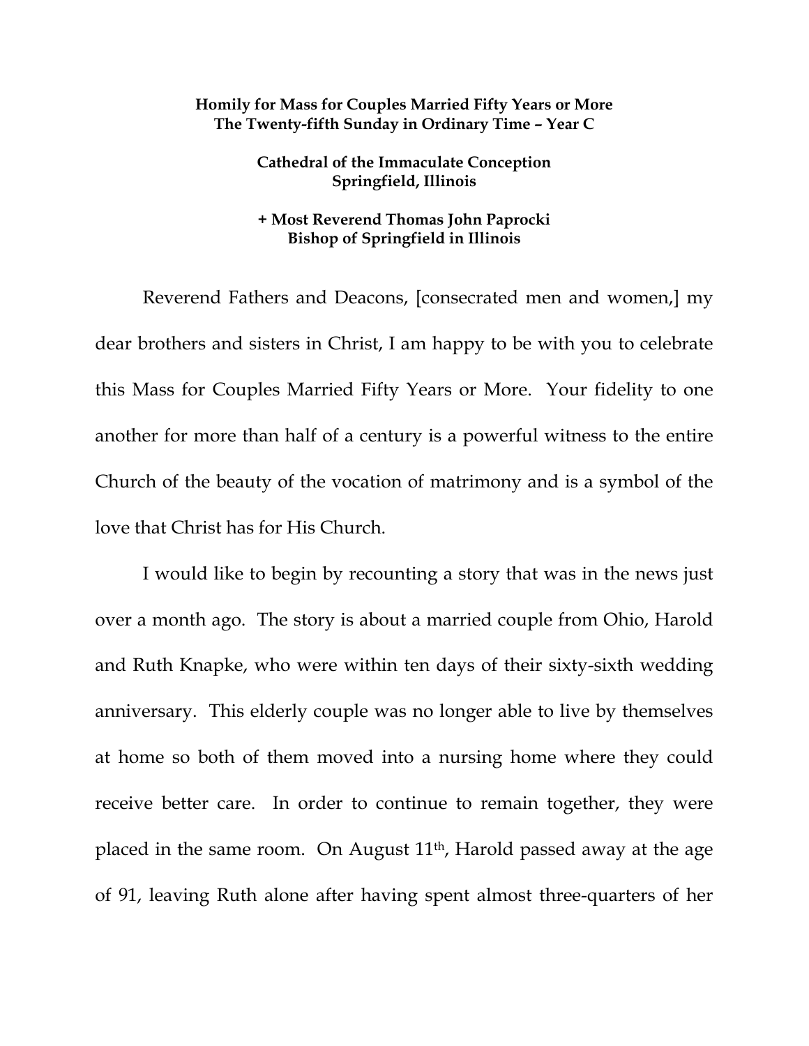**Homily for Mass for Couples Married Fifty Years or More**
**The Twenty-fifth Sunday in Ordinary Time – Year C**

**Cathedral of the Immaculate Conception**
**Springfield, Illinois**

**+ Most Reverend Thomas John Paprocki**
**Bishop of Springfield in Illinois**

Reverend Fathers and Deacons, [consecrated men and women,] my dear brothers and sisters in Christ, I am happy to be with you to celebrate this Mass for Couples Married Fifty Years or More. Your fidelity to one another for more than half of a century is a powerful witness to the entire Church of the beauty of the vocation of matrimony and is a symbol of the love that Christ has for His Church.

I would like to begin by recounting a story that was in the news just over a month ago. The story is about a married couple from Ohio, Harold and Ruth Knapke, who were within ten days of their sixty-sixth wedding anniversary. This elderly couple was no longer able to live by themselves at home so both of them moved into a nursing home where they could receive better care. In order to continue to remain together, they were placed in the same room. On August 11th, Harold passed away at the age of 91, leaving Ruth alone after having spent almost three-quarters of her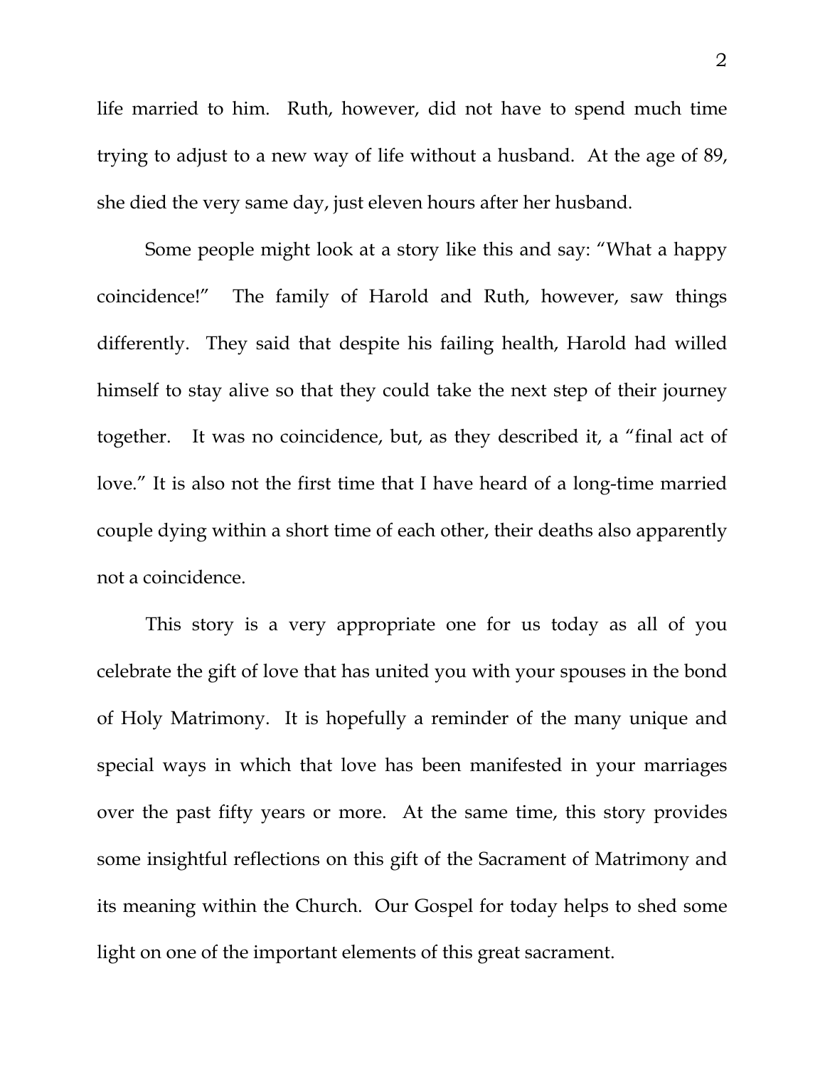life married to him. Ruth, however, did not have to spend much time trying to adjust to a new way of life without a husband. At the age of 89, she died the very same day, just eleven hours after her husband.

Some people might look at a story like this and say: "What a happy coincidence!" The family of Harold and Ruth, however, saw things differently. They said that despite his failing health, Harold had willed himself to stay alive so that they could take the next step of their journey together. It was no coincidence, but, as they described it, a "final act of love." It is also not the first time that I have heard of a long-time married couple dying within a short time of each other, their deaths also apparently not a coincidence.

This story is a very appropriate one for us today as all of you celebrate the gift of love that has united you with your spouses in the bond of Holy Matrimony. It is hopefully a reminder of the many unique and special ways in which that love has been manifested in your marriages over the past fifty years or more. At the same time, this story provides some insightful reflections on this gift of the Sacrament of Matrimony and its meaning within the Church. Our Gospel for today helps to shed some light on one of the important elements of this great sacrament.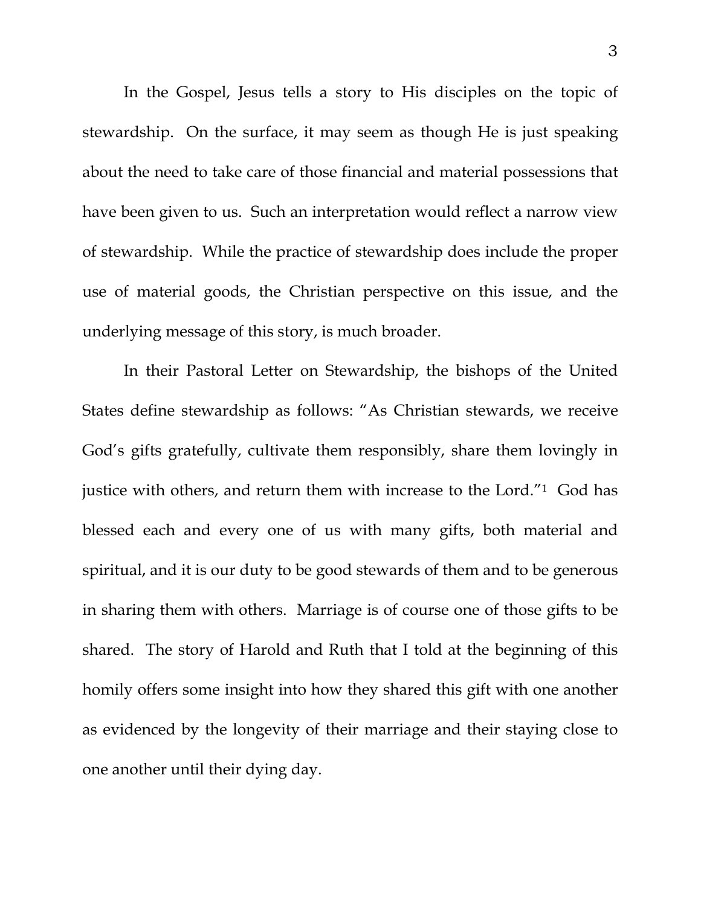In the Gospel, Jesus tells a story to His disciples on the topic of stewardship. On the surface, it may seem as though He is just speaking about the need to take care of those financial and material possessions that have been given to us. Such an interpretation would reflect a narrow view of stewardship. While the practice of stewardship does include the proper use of material goods, the Christian perspective on this issue, and the underlying message of this story, is much broader.

In their Pastoral Letter on Stewardship, the bishops of the United States define stewardship as follows: "As Christian stewards, we receive God's gifts gratefully, cultivate them responsibly, share them lovingly in justice with others, and return them with increase to the Lord."[1] God has blessed each and every one of us with many gifts, both material and spiritual, and it is our duty to be good stewards of them and to be generous in sharing them with others. Marriage is of course one of those gifts to be shared. The story of Harold and Ruth that I told at the beginning of this homily offers some insight into how they shared this gift with one another as evidenced by the longevity of their marriage and their staying close to one another until their dying day.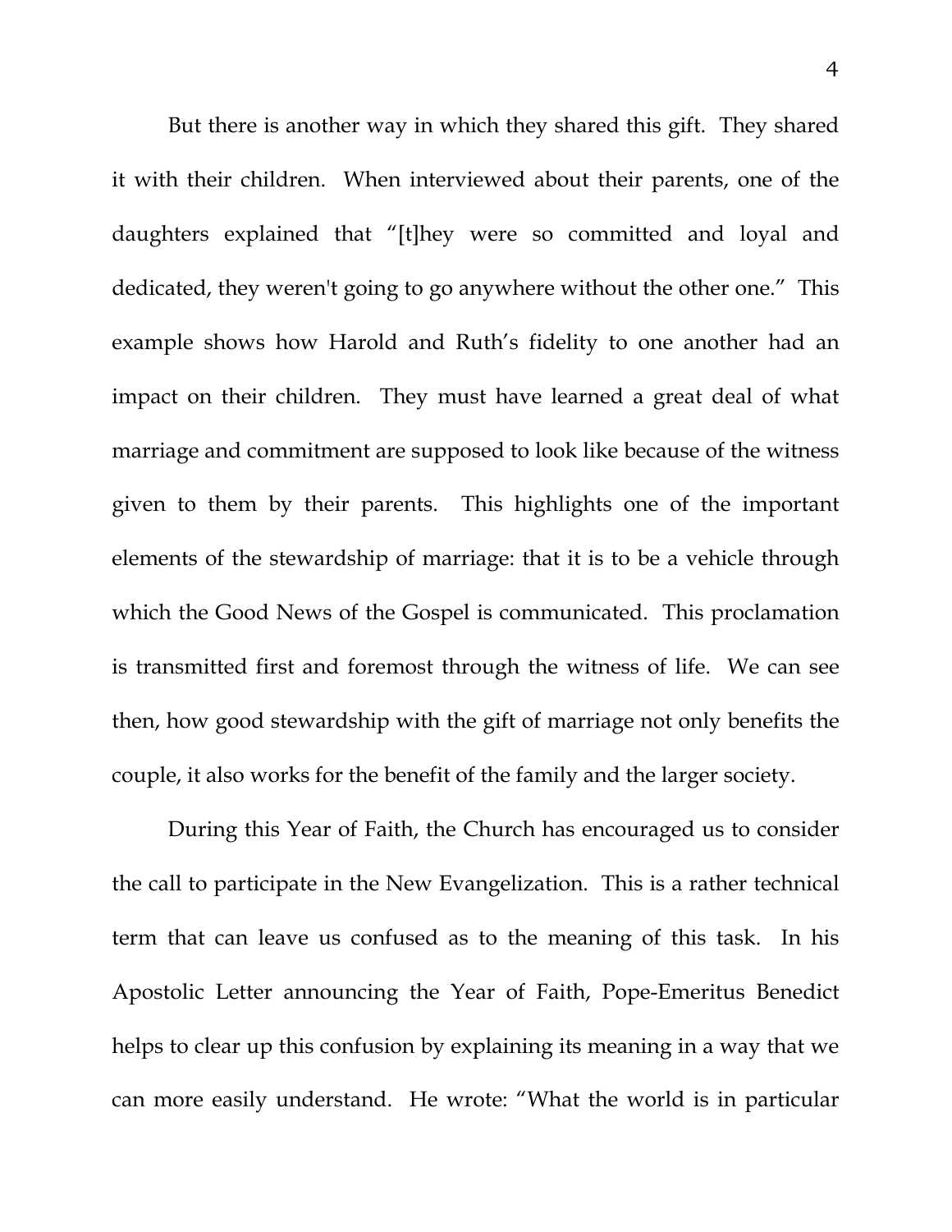But there is another way in which they shared this gift. They shared it with their children. When interviewed about their parents, one of the daughters explained that "[t]hey were so committed and loyal and dedicated, they weren't going to go anywhere without the other one." This example shows how Harold and Ruth's fidelity to one another had an impact on their children. They must have learned a great deal of what marriage and commitment are supposed to look like because of the witness given to them by their parents. This highlights one of the important elements of the stewardship of marriage: that it is to be a vehicle through which the Good News of the Gospel is communicated. This proclamation is transmitted first and foremost through the witness of life. We can see then, how good stewardship with the gift of marriage not only benefits the couple, it also works for the benefit of the family and the larger society.

During this Year of Faith, the Church has encouraged us to consider the call to participate in the New Evangelization. This is a rather technical term that can leave us confused as to the meaning of this task. In his Apostolic Letter announcing the Year of Faith, Pope-Emeritus Benedict helps to clear up this confusion by explaining its meaning in a way that we can more easily understand. He wrote: "What the world is in particular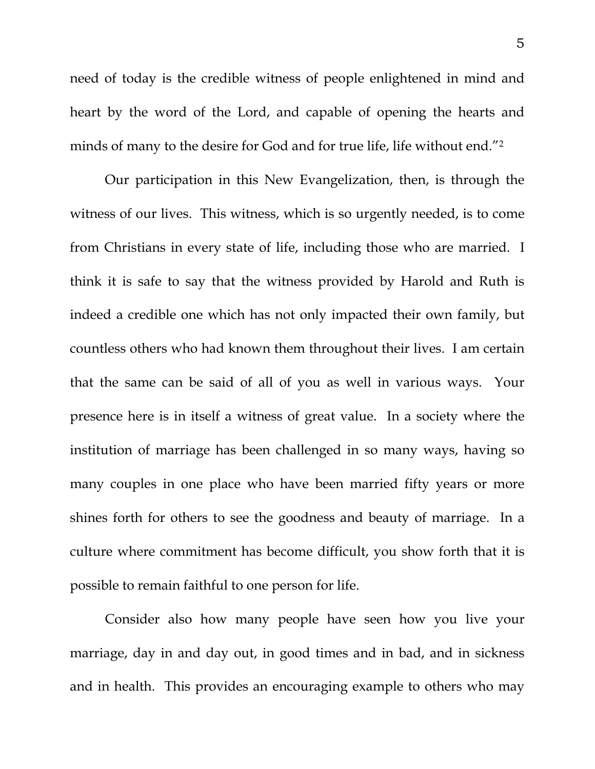need of today is the credible witness of people enlightened in mind and heart by the word of the Lord, and capable of opening the hearts and minds of many to the desire for God and for true life, life without end."[2]

Our participation in this New Evangelization, then, is through the witness of our lives. This witness, which is so urgently needed, is to come from Christians in every state of life, including those who are married. I think it is safe to say that the witness provided by Harold and Ruth is indeed a credible one which has not only impacted their own family, but countless others who had known them throughout their lives. I am certain that the same can be said of all of you as well in various ways. Your presence here is in itself a witness of great value. In a society where the institution of marriage has been challenged in so many ways, having so many couples in one place who have been married fifty years or more shines forth for others to see the goodness and beauty of marriage. In a culture where commitment has become difficult, you show forth that it is possible to remain faithful to one person for life.

Consider also how many people have seen how you live your marriage, day in and day out, in good times and in bad, and in sickness and in health. This provides an encouraging example to others who may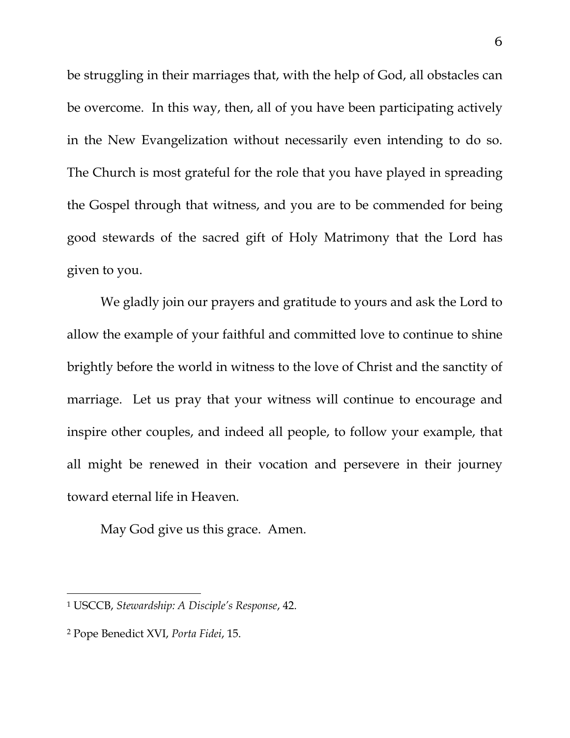be struggling in their marriages that, with the help of God, all obstacles can be overcome. In this way, then, all of you have been participating actively in the New Evangelization without necessarily even intending to do so. The Church is most grateful for the role that you have played in spreading the Gospel through that witness, and you are to be commended for being good stewards of the sacred gift of Holy Matrimony that the Lord has given to you.

We gladly join our prayers and gratitude to yours and ask the Lord to allow the example of your faithful and committed love to continue to shine brightly before the world in witness to the love of Christ and the sanctity of marriage. Let us pray that your witness will continue to encourage and inspire other couples, and indeed all people, to follow your example, that all might be renewed in their vocation and persevere in their journey toward eternal life in Heaven.

May God give us this grace. Amen.

---

[1] USCCB, *Stewardship: A Disciple's Response*, 42.

[2] Pope Benedict XVI, *Porta Fidei*, 15.